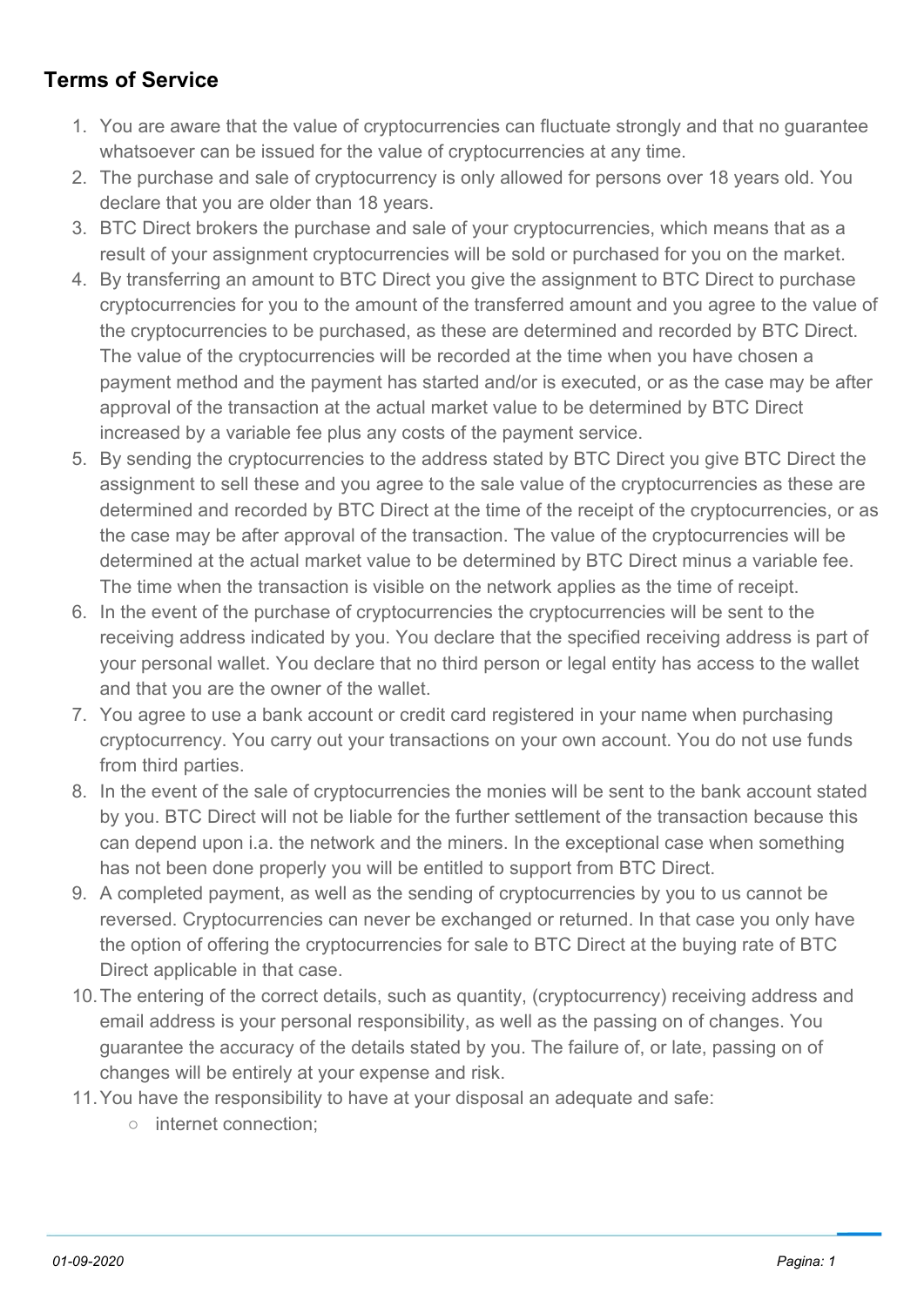## Terms of Service

1. You are aware that the value of cryptocurrencies can fluctuate strongly and that no guarantee whatsoever can be issued for the value of cryptocurrencies at any time.
2. The purchase and sale of cryptocurrency is only allowed for persons over 18 years old. You declare that you are older than 18 years.
3. BTC Direct brokers the purchase and sale of your cryptocurrencies, which means that as a result of your assignment cryptocurrencies will be sold or purchased for you on the market.
4. By transferring an amount to BTC Direct you give the assignment to BTC Direct to purchase cryptocurrencies for you to the amount of the transferred amount and you agree to the value of the cryptocurrencies to be purchased, as these are determined and recorded by BTC Direct. The value of the cryptocurrencies will be recorded at the time when you have chosen a payment method and the payment has started and/or is executed, or as the case may be after approval of the transaction at the actual market value to be determined by BTC Direct increased by a variable fee plus any costs of the payment service.
5. By sending the cryptocurrencies to the address stated by BTC Direct you give BTC Direct the assignment to sell these and you agree to the sale value of the cryptocurrencies as these are determined and recorded by BTC Direct at the time of the receipt of the cryptocurrencies, or as the case may be after approval of the transaction. The value of the cryptocurrencies will be determined at the actual market value to be determined by BTC Direct minus a variable fee. The time when the transaction is visible on the network applies as the time of receipt.
6. In the event of the purchase of cryptocurrencies the cryptocurrencies will be sent to the receiving address indicated by you. You declare that the specified receiving address is part of your personal wallet. You declare that no third person or legal entity has access to the wallet and that you are the owner of the wallet.
7. You agree to use a bank account or credit card registered in your name when purchasing cryptocurrency. You carry out your transactions on your own account. You do not use funds from third parties.
8. In the event of the sale of cryptocurrencies the monies will be sent to the bank account stated by you. BTC Direct will not be liable for the further settlement of the transaction because this can depend upon i.a. the network and the miners. In the exceptional case when something has not been done properly you will be entitled to support from BTC Direct.
9. A completed payment, as well as the sending of cryptocurrencies by you to us cannot be reversed. Cryptocurrencies can never be exchanged or returned. In that case you only have the option of offering the cryptocurrencies for sale to BTC Direct at the buying rate of BTC Direct applicable in that case.
10. The entering of the correct details, such as quantity, (cryptocurrency) receiving address and email address is your personal responsibility, as well as the passing on of changes. You guarantee the accuracy of the details stated by you. The failure of, or late, passing on of changes will be entirely at your expense and risk.
11. You have the responsibility to have at your disposal an adequate and safe:
    - internet connection;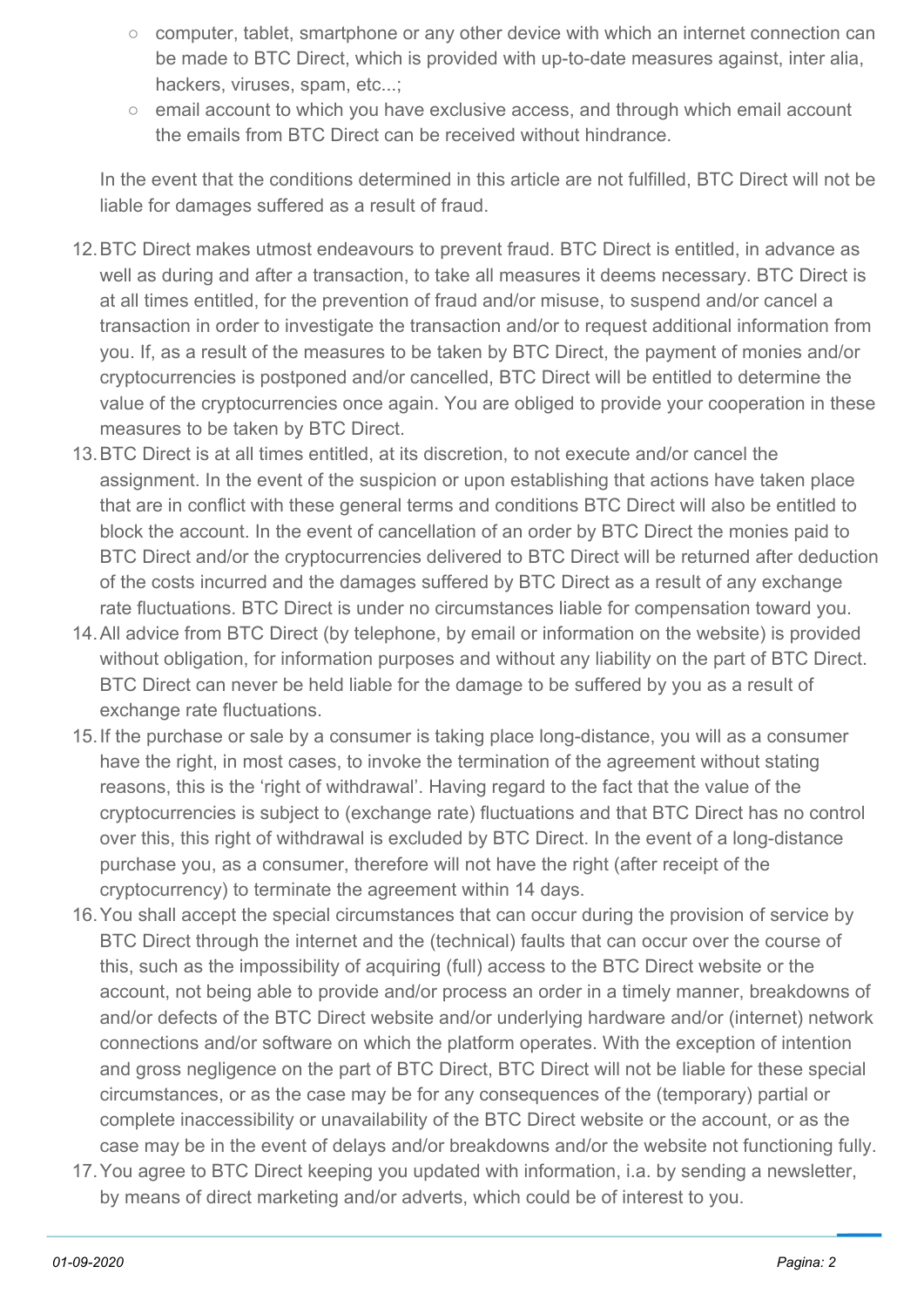- computer, tablet, smartphone or any other device with which an internet connection can be made to BTC Direct, which is provided with up-to-date measures against, inter alia, hackers, viruses, spam, etc...;
- email account to which you have exclusive access, and through which email account the emails from BTC Direct can be received without hindrance.

In the event that the conditions determined in this article are not fulfilled, BTC Direct will not be liable for damages suffered as a result of fraud.

12. BTC Direct makes utmost endeavours to prevent fraud. BTC Direct is entitled, in advance as well as during and after a transaction, to take all measures it deems necessary. BTC Direct is at all times entitled, for the prevention of fraud and/or misuse, to suspend and/or cancel a transaction in order to investigate the transaction and/or to request additional information from you. If, as a result of the measures to be taken by BTC Direct, the payment of monies and/or cryptocurrencies is postponed and/or cancelled, BTC Direct will be entitled to determine the value of the cryptocurrencies once again. You are obliged to provide your cooperation in these measures to be taken by BTC Direct.
13. BTC Direct is at all times entitled, at its discretion, to not execute and/or cancel the assignment. In the event of the suspicion or upon establishing that actions have taken place that are in conflict with these general terms and conditions BTC Direct will also be entitled to block the account. In the event of cancellation of an order by BTC Direct the monies paid to BTC Direct and/or the cryptocurrencies delivered to BTC Direct will be returned after deduction of the costs incurred and the damages suffered by BTC Direct as a result of any exchange rate fluctuations. BTC Direct is under no circumstances liable for compensation toward you.
14. All advice from BTC Direct (by telephone, by email or information on the website) is provided without obligation, for information purposes and without any liability on the part of BTC Direct. BTC Direct can never be held liable for the damage to be suffered by you as a result of exchange rate fluctuations.
15. If the purchase or sale by a consumer is taking place long-distance, you will as a consumer have the right, in most cases, to invoke the termination of the agreement without stating reasons, this is the 'right of withdrawal'. Having regard to the fact that the value of the cryptocurrencies is subject to (exchange rate) fluctuations and that BTC Direct has no control over this, this right of withdrawal is excluded by BTC Direct. In the event of a long-distance purchase you, as a consumer, therefore will not have the right (after receipt of the cryptocurrency) to terminate the agreement within 14 days.
16. You shall accept the special circumstances that can occur during the provision of service by BTC Direct through the internet and the (technical) faults that can occur over the course of this, such as the impossibility of acquiring (full) access to the BTC Direct website or the account, not being able to provide and/or process an order in a timely manner, breakdowns of and/or defects of the BTC Direct website and/or underlying hardware and/or (internet) network connections and/or software on which the platform operates. With the exception of intention and gross negligence on the part of BTC Direct, BTC Direct will not be liable for these special circumstances, or as the case may be for any consequences of the (temporary) partial or complete inaccessibility or unavailability of the BTC Direct website or the account, or as the case may be in the event of delays and/or breakdowns and/or the website not functioning fully.
17. You agree to BTC Direct keeping you updated with information, i.a. by sending a newsletter, by means of direct marketing and/or adverts, which could be of interest to you.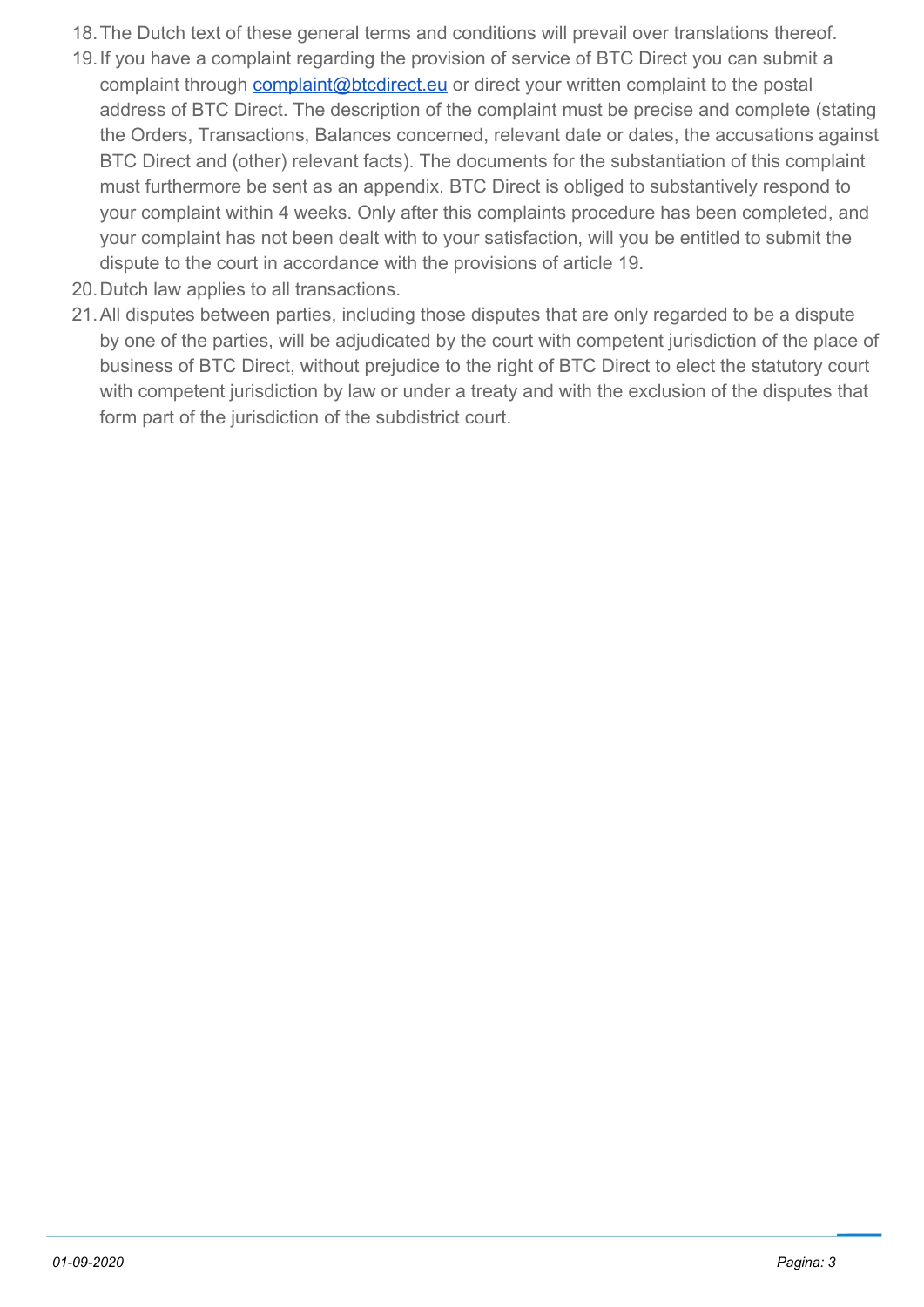18. The Dutch text of these general terms and conditions will prevail over translations thereof.
19. If you have a complaint regarding the provision of service of BTC Direct you can submit a complaint through complaint@btcdirect.eu or direct your written complaint to the postal address of BTC Direct. The description of the complaint must be precise and complete (stating the Orders, Transactions, Balances concerned, relevant date or dates, the accusations against BTC Direct and (other) relevant facts). The documents for the substantiation of this complaint must furthermore be sent as an appendix. BTC Direct is obliged to substantively respond to your complaint within 4 weeks. Only after this complaints procedure has been completed, and your complaint has not been dealt with to your satisfaction, will you be entitled to submit the dispute to the court in accordance with the provisions of article 19.
20. Dutch law applies to all transactions.
21. All disputes between parties, including those disputes that are only regarded to be a dispute by one of the parties, will be adjudicated by the court with competent jurisdiction of the place of business of BTC Direct, without prejudice to the right of BTC Direct to elect the statutory court with competent jurisdiction by law or under a treaty and with the exclusion of the disputes that form part of the jurisdiction of the subdistrict court.